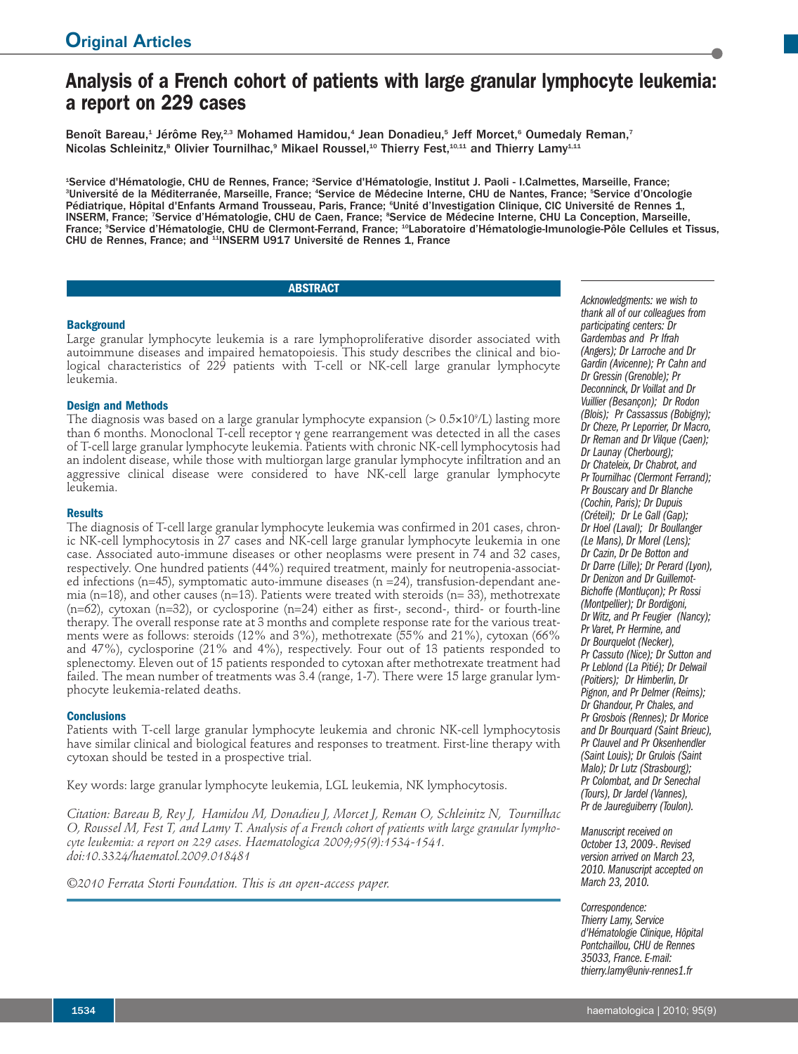# Analysis of a French cohort of patients with large granular lymphocyte leukemia: a report on 229 cases

Benoît Bareau,[1] Jérôme Rey,[2,3] Mohamed Hamidou,[4] Jean Donadieu,[5] Jeff Morcet,[6] Oumedaly Reman,[7] Nicolas Schleinitz,[8] Olivier Tournilhac,[9] Mikael Roussel,[10] Thierry Fest,[10,11] and Thierry Lamy[1,11]

[1]Service d'Hématologie, CHU de Rennes, France; [2]Service d'Hématologie, Institut J. Paoli - I.Calmettes, Marseille, France; [3]Université de la Méditerranée, Marseille, France; [4]Service de Médecine Interne, CHU de Nantes, France; [5]Service d'Oncologie Pédiatrique, Hôpital d'Enfants Armand Trousseau, Paris, France; [6]Unité d'Investigation Clinique, CIC Université de Rennes 1, INSERM, France; [7]Service d'Hématologie, CHU de Caen, France; [8]Service de Médecine Interne, CHU La Conception, Marseille, France; [9]Service d'Hématologie, CHU de Clermont-Ferrand, France; [10]Laboratoire d'Hématologie-Imunologie-Pôle Cellules et Tissus, CHU de Rennes, France; and [11]INSERM U917 Université de Rennes 1, France

## ABSTRACT

### Background

Large granular lymphocyte leukemia is a rare lymphoproliferative disorder associated with autoimmune diseases and impaired hematopoiesis. This study describes the clinical and biological characteristics of 229 patients with T-cell or NK-cell large granular lymphocyte leukemia.

### Design and Methods

The diagnosis was based on a large granular lymphocyte expansion ($> 0.5\times10^9$/L) lasting more than 6 months. Monoclonal T-cell receptor γ gene rearrangement was detected in all the cases of T-cell large granular lymphocyte leukemia. Patients with chronic NK-cell lymphocytosis had an indolent disease, while those with multiorgan large granular lymphocyte infiltration and an aggressive clinical disease were considered to have NK-cell large granular lymphocyte leukemia.

### Results

The diagnosis of T-cell large granular lymphocyte leukemia was confirmed in 201 cases, chronic NK-cell lymphocytosis in 27 cases and NK-cell large granular lymphocyte leukemia in one case. Associated auto-immune diseases or other neoplasms were present in 74 and 32 cases, respectively. One hundred patients (44%) required treatment, mainly for neutropenia-associated infections (n=45), symptomatic auto-immune diseases (n =24), transfusion-dependant anemia (n=18), and other causes (n=13). Patients were treated with steroids (n= 33), methotrexate (n=62), cytoxan (n=32), or cyclosporine (n=24) either as first-, second-, third- or fourth-line therapy. The overall response rate at 3 months and complete response rate for the various treatments were as follows: steroids (12% and 3%), methotrexate (55% and 21%), cytoxan (66% and 47%), cyclosporine (21% and 4%), respectively. Four out of 13 patients responded to splenectomy. Eleven out of 15 patients responded to cytoxan after methotrexate treatment had failed. The mean number of treatments was 3.4 (range, 1-7). There were 15 large granular lymphocyte leukemia-related deaths.

### Conclusions

Patients with T-cell large granular lymphocyte leukemia and chronic NK-cell lymphocytosis have similar clinical and biological features and responses to treatment. First-line therapy with cytoxan should be tested in a prospective trial.

Key words: large granular lymphocyte leukemia, LGL leukemia, NK lymphocytosis.

*Citation: Bareau B, Rey J, Hamidou M, Donadieu J, Morcet J, Reman O, Schleinitz N, Tournilhac O, Roussel M, Fest T, and Lamy T. Analysis of a French cohort of patients with large granular lymphocyte leukemia: a report on 229 cases. Haematologica 2009;95(9):1534-1541. doi:10.3324/haematol.2009.018481*

*©2010 Ferrata Storti Foundation. This is an open-access paper.*

*Acknowledgments: we wish to thank all of our colleagues from participating centers: Dr Gardembas and Pr Ifrah (Angers); Dr Larroche and Dr Gardin (Avicenne); Pr Cahn and Dr Gressin (Grenoble); Pr Deconninck, Dr Voillat and Dr Vuillier (Besançon); Dr Rodon (Blois); Pr Cassassus (Bobigny); Dr Cheze, Pr Leporrier, Dr Macro, Dr Reman and Dr Vilque (Caen); Dr Launay (Cherbourg); Dr Chateleix, Dr Chabrot, and Pr Tournilhac (Clermont Ferrand); Pr Bouscary and Dr Blanche (Cochin, Paris); Dr Dupuis (Créteil); Dr Le Gall (Gap); Dr Hoel (Laval); Dr Boullanger (Le Mans), Dr Morel (Lens); Dr Cazin, Dr De Botton and Dr Darre (Lille); Dr Perard (Lyon), Dr Denizon and Dr Guillemot-Bichoffe (Montluçon); Pr Rossi (Montpellier); Dr Bordigoni, Dr Witz, and Pr Feugier (Nancy); Pr Varet, Pr Hermine, and Dr Bourquelot (Necker), Pr Cassuto (Nice); Dr Sutton and Pr Leblond (La Pitié); Dr Delwail (Poitiers); Dr Himberlin, Dr Pignon, and Pr Delmer (Reims); Dr Ghandour, Pr Chales, and Pr Grosbois (Rennes); Dr Morice and Dr Bourquard (Saint Brieuc), Pr Clauvel and Pr Oksenhendler (Saint Louis); Dr Grulois (Saint Malo); Dr Lutz (Strasbourg); Pr Colombat, and Dr Senechal (Tours), Dr Jardel (Vannes), Pr de Jaureguiberry (Toulon).*

*Manuscript received on October 13, 2009-. Revised version arrived on March 23, 2010. Manuscript accepted on March 23, 2010.*

*Correspondence: Thierry Lamy, Service d'Hématologie Clinique, Hôpital Pontchaillou, CHU de Rennes 35033, France. E-mail: thierry.lamy@univ-rennes1.fr*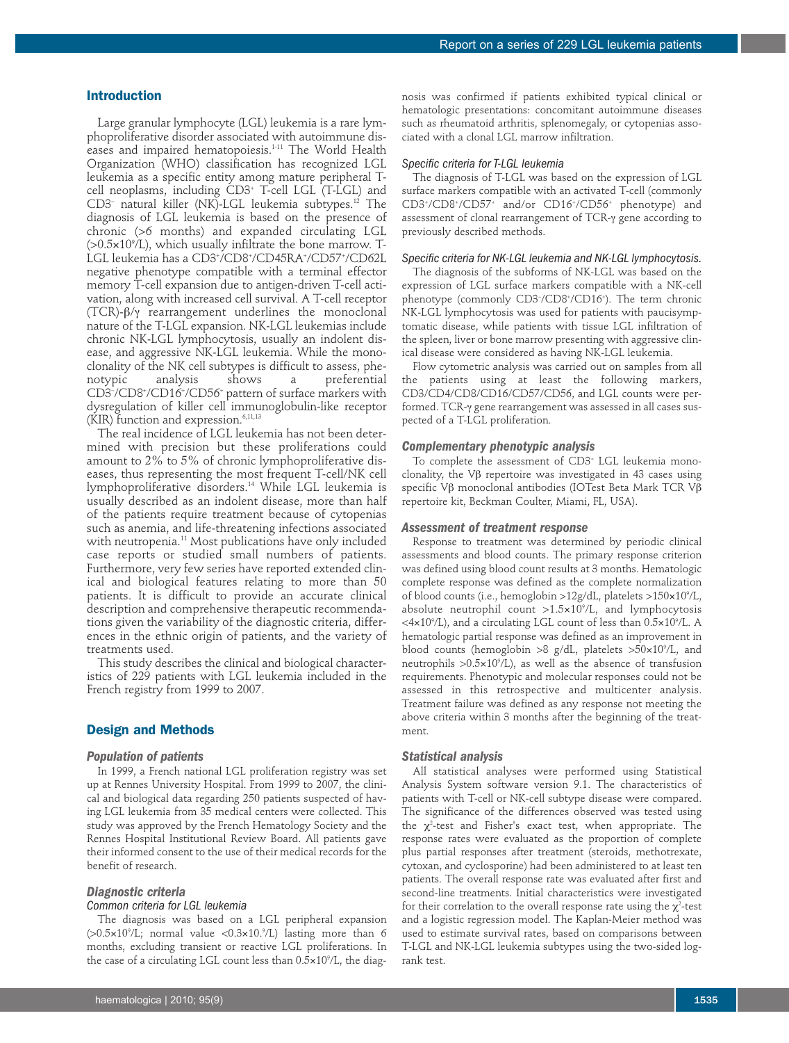## Introduction

Large granular lymphocyte (LGL) leukemia is a rare lymphoproliferative disorder associated with autoimmune diseases and impaired hematopoiesis.[1-11] The World Health Organization (WHO) classification has recognized LGL leukemia as a specific entity among mature peripheral T-cell neoplasms, including CD3+ T-cell LGL (T-LGL) and CD3− natural killer (NK)-LGL leukemia subtypes.[12] The diagnosis of LGL leukemia is based on the presence of chronic (>6 months) and expanded circulating LGL (>0.5×10⁹/L), which usually infiltrate the bone marrow. T-LGL leukemia has a CD3+/CD8+/CD45RA+/CD57+/CD62L negative phenotype compatible with a terminal effector memory T-cell expansion due to antigen-driven T-cell activation, along with increased cell survival. A T-cell receptor (TCR)-β/γ rearrangement underlines the monoclonal nature of the T-LGL expansion. NK-LGL leukemias include chronic NK-LGL lymphocytosis, usually an indolent disease, and aggressive NK-LGL leukemia. While the monoclonality of the NK cell subtypes is difficult to assess, phenotypic analysis shows a preferential CD3−/CD8+/CD16+/CD56+ pattern of surface markers with dysregulation of killer cell immunoglobulin-like receptor (KIR) function and expression.[6,11,13]

The real incidence of LGL leukemia has not been determined with precision but these proliferations could amount to 2% to 5% of chronic lymphoproliferative diseases, thus representing the most frequent T-cell/NK cell lymphoproliferative disorders.[14] While LGL leukemia is usually described as an indolent disease, more than half of the patients require treatment because of cytopenias such as anemia, and life-threatening infections associated with neutropenia.[11] Most publications have only included case reports or studied small numbers of patients. Furthermore, very few series have reported extended clinical and biological features relating to more than 50 patients. It is difficult to provide an accurate clinical description and comprehensive therapeutic recommendations given the variability of the diagnostic criteria, differences in the ethnic origin of patients, and the variety of treatments used.

This study describes the clinical and biological characteristics of 229 patients with LGL leukemia included in the French registry from 1999 to 2007.

## Design and Methods

### Population of patients

In 1999, a French national LGL proliferation registry was set up at Rennes University Hospital. From 1999 to 2007, the clinical and biological data regarding 250 patients suspected of having LGL leukemia from 35 medical centers were collected. This study was approved by the French Hematology Society and the Rennes Hospital Institutional Review Board. All patients gave their informed consent to the use of their medical records for the benefit of research.

### Diagnostic criteria

#### *Common criteria for LGL leukemia*

The diagnosis was based on a LGL peripheral expansion (>0.5×10⁹/L; normal value <0.3×10.⁹/L) lasting more than 6 months, excluding transient or reactive LGL proliferations. In the case of a circulating LGL count less than 0.5×10⁹/L, the diagnosis was confirmed if patients exhibited typical clinical or hematologic presentations: concomitant autoimmune diseases such as rheumatoid arthritis, splenomegaly, or cytopenias associated with a clonal LGL marrow infiltration.

#### *Specific criteria for T-LGL leukemia*

The diagnosis of T-LGL was based on the expression of LGL surface markers compatible with an activated T-cell (commonly CD3+/CD8+/CD57+ and/or CD16+/CD56+ phenotype) and assessment of clonal rearrangement of TCR-γ gene according to previously described methods.

#### *Specific criteria for NK-LGL leukemia and NK-LGL lymphocytosis.*

The diagnosis of the subforms of NK-LGL was based on the expression of LGL surface markers compatible with a NK-cell phenotype (commonly CD3−/CD8+/CD16+). The term chronic NK-LGL lymphocytosis was used for patients with paucisymptomatic disease, while patients with tissue LGL infiltration of the spleen, liver or bone marrow presenting with aggressive clinical disease were considered as having NK-LGL leukemia.

Flow cytometric analysis was carried out on samples from all the patients using at least the following markers, CD3/CD4/CD8/CD16/CD57/CD56, and LGL counts were performed. TCR-γ gene rearrangement was assessed in all cases suspected of a T-LGL proliferation.

### Complementary phenotypic analysis

To complete the assessment of CD3+ LGL leukemia monoclonality, the Vβ repertoire was investigated in 43 cases using specific Vβ monoclonal antibodies (IOTest Beta Mark TCR Vβ repertoire kit, Beckman Coulter, Miami, FL, USA).

### Assessment of treatment response

Response to treatment was determined by periodic clinical assessments and blood counts. The primary response criterion was defined using blood count results at 3 months. Hematologic complete response was defined as the complete normalization of blood counts (i.e., hemoglobin >12g/dL, platelets >150×10⁹/L, absolute neutrophil count >1.5×10⁹/L, and lymphocytosis <4×10⁹/L), and a circulating LGL count of less than 0.5×10⁹/L. A hematologic partial response was defined as an improvement in blood counts (hemoglobin >8 g/dL, platelets >50×10⁹/L, and neutrophils >0.5×10⁹/L), as well as the absence of transfusion requirements. Phenotypic and molecular responses could not be assessed in this retrospective and multicenter analysis. Treatment failure was defined as any response not meeting the above criteria within 3 months after the beginning of the treatment.

### Statistical analysis

All statistical analyses were performed using Statistical Analysis System software version 9.1. The characteristics of patients with T-cell or NK-cell subtype disease were compared. The significance of the differences observed was tested using the $\chi^2$-test and Fisher's exact test, when appropriate. The response rates were evaluated as the proportion of complete plus partial responses after treatment (steroids, methotrexate, cytoxan, and cyclosporine) had been administered to at least ten patients. The overall response rate was evaluated after first and second-line treatments. Initial characteristics were investigated for their correlation to the overall response rate using the $\chi^2$-test and a logistic regression model. The Kaplan-Meier method was used to estimate survival rates, based on comparisons between T-LGL and NK-LGL leukemia subtypes using the two-sided log-rank test.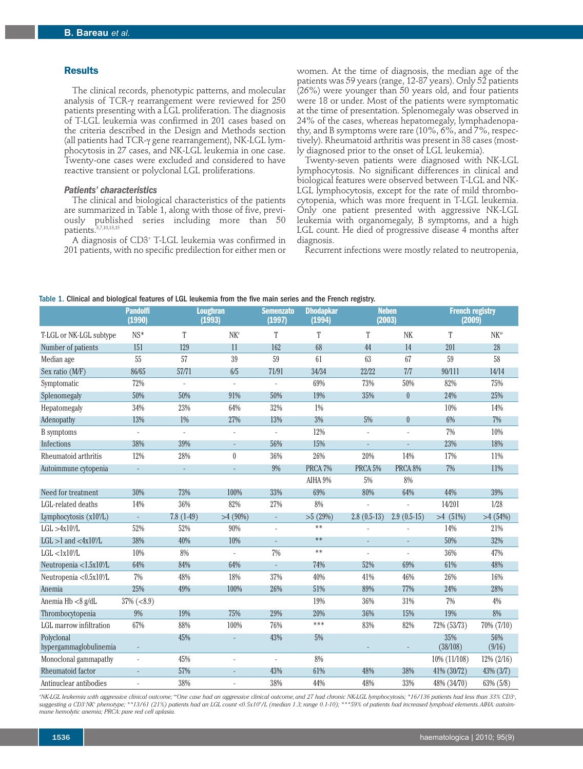## Results

The clinical records, phenotypic patterns, and molecular analysis of TCR-γ rearrangement were reviewed for 250 patients presenting with a LGL proliferation. The diagnosis of T-LGL leukemia was confirmed in 201 cases based on the criteria described in the Design and Methods section (all patients had TCR-γ gene rearrangement), NK-LGL lymphocytosis in 27 cases, and NK-LGL leukemia in one case. Twenty-one cases were excluded and considered to have reactive transient or polyclonal LGL proliferations.

### *Patients' characteristics*

The clinical and biological characteristics of the patients are summarized in Table 1, along with those of five, previously published series including more than 50 patients.[3,7,10,13,15]

A diagnosis of CD3+ T-LGL leukemia was confirmed in 201 patients, with no specific predilection for either men or women. At the time of diagnosis, the median age of the patients was 59 years (range, 12-87 years). Only 52 patients (26%) were younger than 50 years old, and four patients were 18 or under. Most of the patients were symptomatic at the time of presentation. Splenomegaly was observed in 24% of the cases, whereas hepatomegaly, lymphadenopathy, and B symptoms were rare (10%, 6%, and 7%, respectively). Rheumatoid arthritis was present in 38 cases (mostly diagnosed prior to the onset of LGL leukemia).

Twenty-seven patients were diagnosed with NK-LGL lymphocytosis. No significant differences in clinical and biological features were observed between T-LGL and NK-LGL lymphocytosis, except for the rate of mild thrombocytopenia, which was more frequent in T-LGL leukemia. Only one patient presented with aggressive NK-LGL leukemia with organomegaly, B symptoms, and a high LGL count. He died of progressive disease 4 months after diagnosis.

Recurrent infections were mostly related to neutropenia,

Table 1. Clinical and biological features of LGL leukemia from the five main series and the French registry.

| | Pandolfi (1990) | Loughran (1993) | | Semenzato (1997) | Dhodapkar (1994) | Neben (2003) | | French registry (2009) | |
|---|---|---|---|---|---|---|---|---|---|
| T-LGL or NK-LGL subtype | NS* | T | NK# | T | T | T | NK | T | NK## |
| Number of patients | 151 | 129 | 11 | 162 | 68 | 44 | 14 | 201 | 28 |
| Median age | 55 | 57 | 39 | 59 | 61 | 63 | 67 | 59 | 58 |
| Sex ratio (M/F) | 86/65 | 57/71 | 6/5 | 71/91 | 34/34 | 22/22 | 7/7 | 90/111 | 14/14 |
| Symptomatic | 72% | - | - | - | 69% | 73% | 50% | 82% | 75% |
| Splenomegaly | 50% | 50% | 91% | 50% | 19% | 35% | 0 | 24% | 25% |
| Hepatomegaly | 34% | 23% | 64% | 32% | 1% | | | 10% | 14% |
| Adenopathy | 13% | 1% | 27% | 13% | 3% | 5% | 0 | 6% | 7% |
| B symptoms | - | - | - | - | 12% | - | - | 7% | 10% |
| Infections | 38% | 39% | - | 56% | 15% | - | - | 23% | 18% |
| Rheumatoid arthritis | 12% | 28% | 0 | 36% | 26% | 20% | 14% | 17% | 11% |
| Autoimmune cytopenia | - | - | - | 9% | PRCA 7% | PRCA 5% | PRCA 8% | 7% | 11% |
| | | | | | AIHA 9% | 5% | 8% | | |
| Need for treatment | 30% | 73% | 100% | 33% | 69% | 80% | 64% | 44% | 39% |
| LGL-related deaths | 14% | 36% | 82% | 27% | 8% | - | - | 14/201 | 1/28 |
| Lymphocytosis ($\times 10^9$/L) | - | 7.8 (1-49) | >4 (90%) | - | >5 (29%) | 2.8 (0.5-13) | 2.9 (0.5-15) | >4 (51%) | >4 (54%) |
| LGL >4x10⁹/L | 52% | 52% | 90% | - | ** | - | - | 14% | 21% |
| LGL >1 and <4x10⁹/L | 38% | 40% | 10% | - | ** | - | - | 50% | 32% |
| LGL <1x10⁹/L | 10% | 8% | - | 7% | ** | - | - | 36% | 47% |
| Neutropenia <1.5x10⁹/L | 64% | 84% | 64% | - | 74% | 52% | 69% | 61% | 48% |
| Neutropenia <0.5x10⁹/L | 7% | 48% | 18% | 37% | 40% | 41% | 46% | 26% | 16% |
| Anemia | 25% | 49% | 100% | 26% | 51% | 89% | 77% | 24% | 28% |
| Anemia Hb <8 g/dL | 37% (<8.9) | | | | 19% | 36% | 31% | 7% | 4% |
| Thrombocytopenia | 9% | 19% | 75% | 29% | 20% | 36% | 15% | 19% | 8% |
| LGL marrow infiltration | 67% | 88% | 100% | 76% | *** | 83% | 82% | 72% (53/73) | 70% (7/10) |
| Polyclonal hypergammaglobulinemia | - | 45% | - | 43% | 5% | - | - | 35% (38/108) | 56% (9/16) |
| Monoclonal gammapathy | - | 45% | - | - | 8% | | | 10% (11/108) | 12% (2/16) |
| Rheumatoid factor | - | 57% | - | 43% | 61% | 48% | 38% | 41% (30/72) | 43% (3/7) |
| Antinuclear antibodies | - | 38% | - | 38% | 44% | 48% | 33% | 48% (34/70) | 63% (5/8) |

#NK-LGL leukemia with aggressive clinical outcome; ##One case had an aggressive clinical outcome, and 27 had chronic NK-LGL lymphocytosis; *16/136 patients had less than 33% CD3+, suggesting a CD3-NK+ phenotype; **13/61 (21%) patients had an LGL count <0.5x10⁹/L (median 1.3; range 0.1-10); ***59% of patients had increased lymphoid elements. AIHA: autoimmune hemolytic anemia; PRCA: pure red cell aplasia.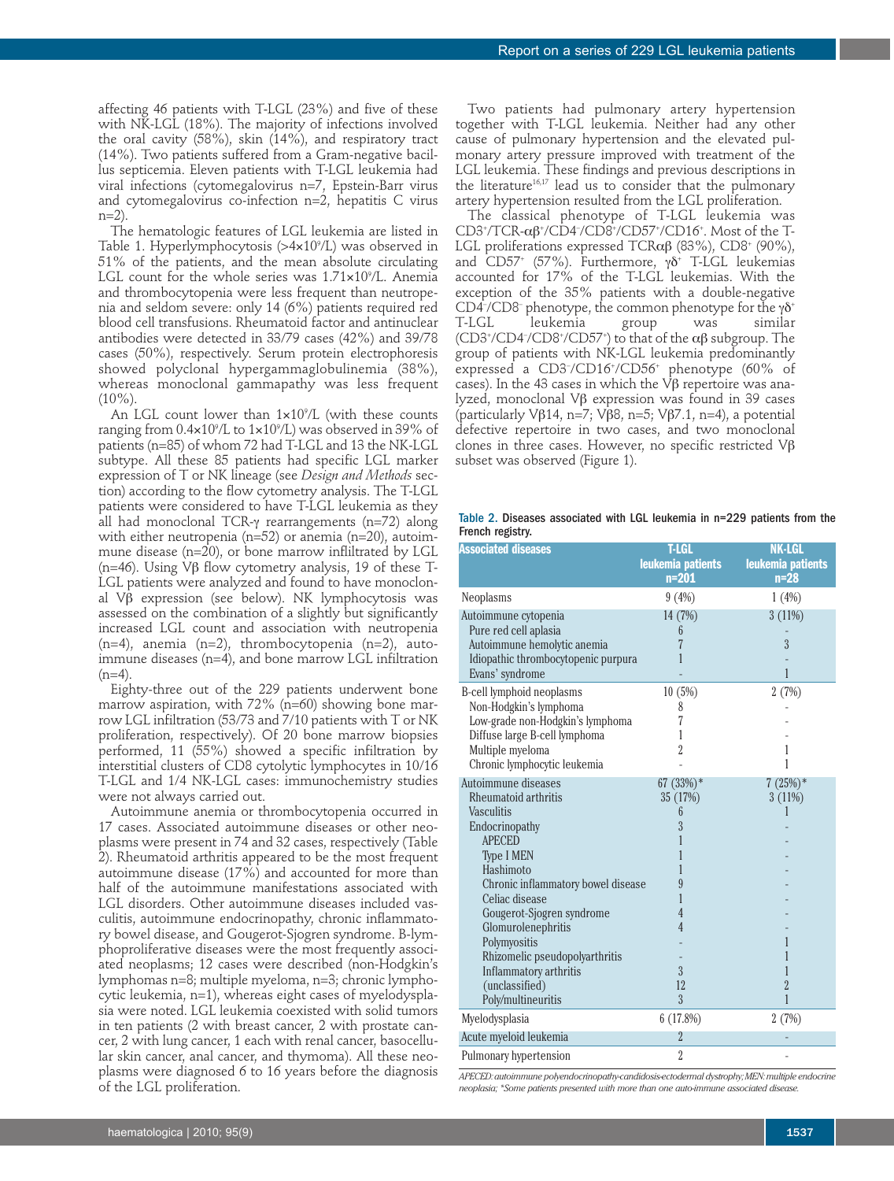affecting 46 patients with T-LGL (23%) and five of these with NK-LGL (18%). The majority of infections involved the oral cavity (58%), skin (14%), and respiratory tract (14%). Two patients suffered from a Gram-negative bacillus septicemia. Eleven patients with T-LGL leukemia had viral infections (cytomegalovirus n=7, Epstein-Barr virus and cytomegalovirus co-infection n=2, hepatitis C virus n=2).

The hematologic features of LGL leukemia are listed in Table 1. Hyperlymphocytosis (>4×10$^9$/L) was observed in 51% of the patients, and the mean absolute circulating LGL count for the whole series was 1.71×10$^9$/L. Anemia and thrombocytopenia were less frequent than neutropenia and seldom severe: only 14 (6%) patients required red blood cell transfusions. Rheumatoid factor and antinuclear antibodies were detected in 33/79 cases (42%) and 39/78 cases (50%), respectively. Serum protein electrophoresis showed polyclonal hypergammaglobulinemia (38%), whereas monoclonal gammapathy was less frequent (10%).

An LGL count lower than 1×10$^9$/L (with these counts ranging from 0.4×10$^9$/L to 1×10$^9$/L) was observed in 39% of patients (n=85) of whom 72 had T-LGL and 13 the NK-LGL subtype. All these 85 patients had specific LGL marker expression of T or NK lineage (see *Design and Methods* section) according to the flow cytometry analysis. The T-LGL patients were considered to have T-LGL leukemia as they all had monoclonal TCR-γ rearrangements (n=72) along with either neutropenia (n=52) or anemia (n=20), autoimmune disease (n=20), or bone marrow inflltrated by LGL (n=46). Using Vβ flow cytometry analysis, 19 of these T-LGL patients were analyzed and found to have monoclonal Vβ expression (see below). NK lymphocytosis was assessed on the combination of a slightly but significantly increased LGL count and association with neutropenia (n=4), anemia (n=2), thrombocytopenia (n=2), autoimmune diseases (n=4), and bone marrow LGL infiltration (n=4).

Eighty-three out of the 229 patients underwent bone marrow aspiration, with 72% (n=60) showing bone marrow LGL infiltration (53/73 and 7/10 patients with T or NK proliferation, respectively). Of 20 bone marrow biopsies performed, 11 (55%) showed a specific infiltration by interstitial clusters of CD8 cytolytic lymphocytes in 10/16 T-LGL and 1/4 NK-LGL cases: immunochemistry studies were not always carried out.

Autoimmune anemia or thrombocytopenia occurred in 17 cases. Associated autoimmune diseases or other neoplasms were present in 74 and 32 cases, respectively (Table 2). Rheumatoid arthritis appeared to be the most frequent autoimmune disease (17%) and accounted for more than half of the autoimmune manifestations associated with LGL disorders. Other autoimmune diseases included vasculitis, autoimmune endocrinopathy, chronic inflammatory bowel disease, and Gougerot-Sjogren syndrome. B-lymphoproliferative diseases were the most frequently associated neoplasms; 12 cases were described (non-Hodgkin's lymphomas n=8; multiple myeloma, n=3; chronic lymphocytic leukemia, n=1), whereas eight cases of myelodysplasia were noted. LGL leukemia coexisted with solid tumors in ten patients (2 with breast cancer, 2 with prostate cancer, 2 with lung cancer, 1 each with renal cancer, basocellular skin cancer, anal cancer, and thymoma). All these neoplasms were diagnosed 6 to 16 years before the diagnosis of the LGL proliferation.

Two patients had pulmonary artery hypertension together with T-LGL leukemia. Neither had any other cause of pulmonary hypertension and the elevated pulmonary artery pressure improved with treatment of the LGL leukemia. These findings and previous descriptions in the literature[16,17] lead us to consider that the pulmonary artery hypertension resulted from the LGL proliferation.

The classical phenotype of T-LGL leukemia was CD3$^+$/TCR-αβ$^+$/CD4$^-$/CD8$^+$/CD57$^+$/CD16$^+$. Most of the T-LGL proliferations expressed TCRαβ (83%), CD8$^+$ (90%), and CD57$^+$ (57%). Furthermore, γδ$^+$ T-LGL leukemias accounted for 17% of the T-LGL leukemias. With the exception of the 35% patients with a double-negative CD4$^-$/CD8$^-$ phenotype, the common phenotype for the γδ$^+$ T-LGL leukemia group was similar (CD3$^+$/CD4$^-$/CD8$^+$/CD57$^+$) to that of the αβ subgroup. The group of patients with NK-LGL leukemia predominantly expressed a CD3$^-$/CD16$^+$/CD56$^+$ phenotype (60% of cases). In the 43 cases in which the Vβ repertoire was analyzed, monoclonal Vβ expression was found in 39 cases (particularly Vβ14, n=7; Vβ8, n=5; Vβ7.1, n=4), a potential defective repertoire in two cases, and two monoclonal clones in three cases. However, no specific restricted Vβ subset was observed (Figure 1).

**Table 2.** Diseases associated with LGL leukemia in n=229 patients from the French registry.

| Associated diseases | T-LGL leukemia patients n=201 | NK-LGL leukemia patients n=28 |
|---|---|---|
| Neoplasms | 9 (4%) | 1 (4%) |
| Autoimmune cytopenia | 14 (7%) | 3 (11%) |
| Pure red cell aplasia | 6 | - |
| Autoimmune hemolytic anemia | 7 | 3 |
| Idiopathic thrombocytopenic purpura | 1 | - |
| Evans' syndrome | - | 1 |
| B-cell lymphoid neoplasms | 10 (5%) | 2 (7%) |
| Non-Hodgkin's lymphoma | 8 | - |
| Low-grade non-Hodgkin's lymphoma | 7 | - |
| Diffuse large B-cell lymphoma | 1 | - |
| Multiple myeloma | 2 | 1 |
| Chronic lymphocytic leukemia | - | 1 |
| Autoimmune diseases | 67 (33%)* | 7 (25%)* |
| Rheumatoid arthritis | 35 (17%) | 3 (11%) |
| Vasculitis | 6 | 1 |
| Endocrinopathy | 3 | - |
| APECED | 1 | - |
| Type I MEN | 1 | - |
| Hashimoto | 1 | - |
| Chronic inflammatory bowel disease | 9 | - |
| Celiac disease | 1 | - |
| Gougerot-Sjogren syndrome | 4 | - |
| Glomurolenephritis | 4 | - |
| Polymyositis | - | 1 |
| Rhizomelic pseudopolyarthritis | - | 1 |
| Inflammatory arthritis | 3 | 1 |
| (unclassified) | 12 | 2 |
| Poly/multineuritis | 3 | 1 |
| Myelodysplasia | 6 (17.8%) | 2 (7%) |
| Acute myeloid leukemia | 2 | - |
| Pulmonary hypertension | 2 | - |

*APECED: autoimmune polyendocrinopathy-candidosis-ectodermal dystrophy; MEN: multiple endocrine neoplasia; \*Some patients presented with more than one auto-immune associated disease.*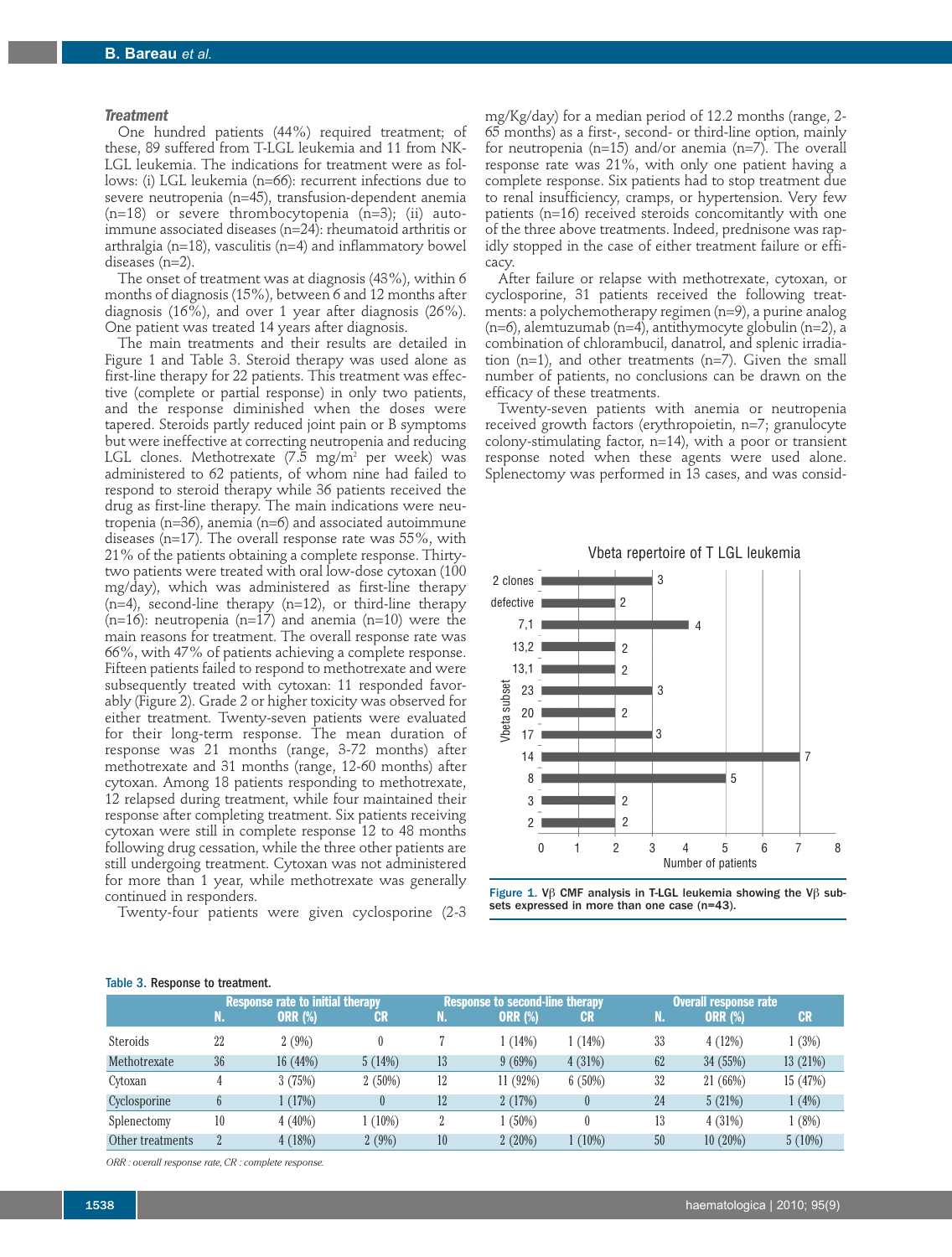### *Treatment*

One hundred patients (44%) required treatment; of these, 89 suffered from T-LGL leukemia and 11 from NK-LGL leukemia. The indications for treatment were as follows: (i) LGL leukemia (n=66): recurrent infections due to severe neutropenia (n=45), transfusion-dependent anemia (n=18) or severe thrombocytopenia (n=3); (ii) autoimmune associated diseases (n=24): rheumatoid arthritis or arthralgia (n=18), vasculitis (n=4) and inflammatory bowel diseases (n=2).

The onset of treatment was at diagnosis (43%), within 6 months of diagnosis (15%), between 6 and 12 months after diagnosis (16%), and over 1 year after diagnosis (26%). One patient was treated 14 years after diagnosis.

The main treatments and their results are detailed in Figure 1 and Table 3. Steroid therapy was used alone as first-line therapy for 22 patients. This treatment was effective (complete or partial response) in only two patients, and the response diminished when the doses were tapered. Steroids partly reduced joint pain or B symptoms but were ineffective at correcting neutropenia and reducing LGL clones. Methotrexate (7.5 mg/m$^2$ per week) was administered to 62 patients, of whom nine had failed to respond to steroid therapy while 36 patients received the drug as first-line therapy. The main indications were neutropenia (n=36), anemia (n=6) and associated autoimmune diseases (n=17). The overall response rate was 55%, with 21% of the patients obtaining a complete response. Thirty-two patients were treated with oral low-dose cytoxan (100 mg/day), which was administered as first-line therapy (n=4), second-line therapy (n=12), or third-line therapy (n=16): neutropenia (n=17) and anemia (n=10) were the main reasons for treatment. The overall response rate was 66%, with 47% of patients achieving a complete response. Fifteen patients failed to respond to methotrexate and were subsequently treated with cytoxan: 11 responded favorably (Figure 2). Grade 2 or higher toxicity was observed for either treatment. Twenty-seven patients were evaluated for their long-term response. The mean duration of response was 21 months (range, 3-72 months) after methotrexate and 31 months (range, 12-60 months) after cytoxan. Among 18 patients responding to methotrexate, 12 relapsed during treatment, while four maintained their response after completing treatment. Six patients receiving cytoxan were still in complete response 12 to 48 months following drug cessation, while the three other patients are still undergoing treatment. Cytoxan was not administered for more than 1 year, while methotrexate was generally continued in responders.

Twenty-four patients were given cyclosporine (2-3 mg/Kg/day) for a median period of 12.2 months (range, 2-65 months) as a first-, second- or third-line option, mainly for neutropenia (n=15) and/or anemia (n=7). The overall response rate was 21%, with only one patient having a complete response. Six patients had to stop treatment due to renal insufficiency, cramps, or hypertension. Very few patients (n=16) received steroids concomitantly with one of the three above treatments. Indeed, prednisone was rapidly stopped in the case of either treatment failure or efficacy.

After failure or relapse with methotrexate, cytoxan, or cyclosporine, 31 patients received the following treatments: a polychemotherapy regimen (n=9), a purine analog (n=6), alemtuzumab (n=4), antithymocyte globulin (n=2), a combination of chlorambucil, danatrol, and splenic irradiation (n=1), and other treatments (n=7). Given the small number of patients, no conclusions can be drawn on the efficacy of these treatments.

Twenty-seven patients with anemia or neutropenia received growth factors (erythropoietin, n=7; granulocyte colony-stimulating factor, n=14), with a poor or transient response noted when these agents were used alone. Splenectomy was performed in 13 cases, and was consid-

Vbeta repertoire of T LGL leukemia

Vbeta subset: 2 clones, defective, 7,1, 13,2, 13,1, 23, 20, 17, 14, 8, 3, 2

3, 2, 4, 2, 2, 3, 2, 3, 7, 5, 2, 2

0 1 2 3 4 5 6 7 8

Number of patients

**Figure 1.** Vβ CMF analysis in T-LGL leukemia showing the Vβ subsets expressed in more than one case (n=43).

Table 3. Response to treatment.

| | Response rate to initial therapy | | | Response to second-line therapy | | | Overall response rate | | |
|---|---|---|---|---|---|---|---|---|---|
| | N. | ORR (%) | CR | N. | ORR (%) | CR | N. | ORR (%) | CR |
| Steroids | 22 | 2 (9%) | 0 | 7 | 1 (14%) | 1 (14%) | 33 | 4 (12%) | 1 (3%) |
| Methotrexate | 36 | 16 (44%) | 5 (14%) | 13 | 9 (69%) | 4 (31%) | 62 | 34 (55%) | 13 (21%) |
| Cytoxan | 4 | 3 (75%) | 2 (50%) | 12 | 11 (92%) | 6 (50%) | 32 | 21 (66%) | 15 (47%) |
| Cyclosporine | 6 | 1 (17%) | 0 | 12 | 2 (17%) | 0 | 24 | 5 (21%) | 1 (4%) |
| Splenectomy | 10 | 4 (40%) | 1 (10%) | 2 | 1 (50%) | 0 | 13 | 4 (31%) | 1 (8%) |
| Other treatments | 2 | 4 (18%) | 2 (9%) | 10 | 2 (20%) | 1 (10%) | 50 | 10 (20%) | 5 (10%) |

*ORR : overall response rate, CR : complete response.*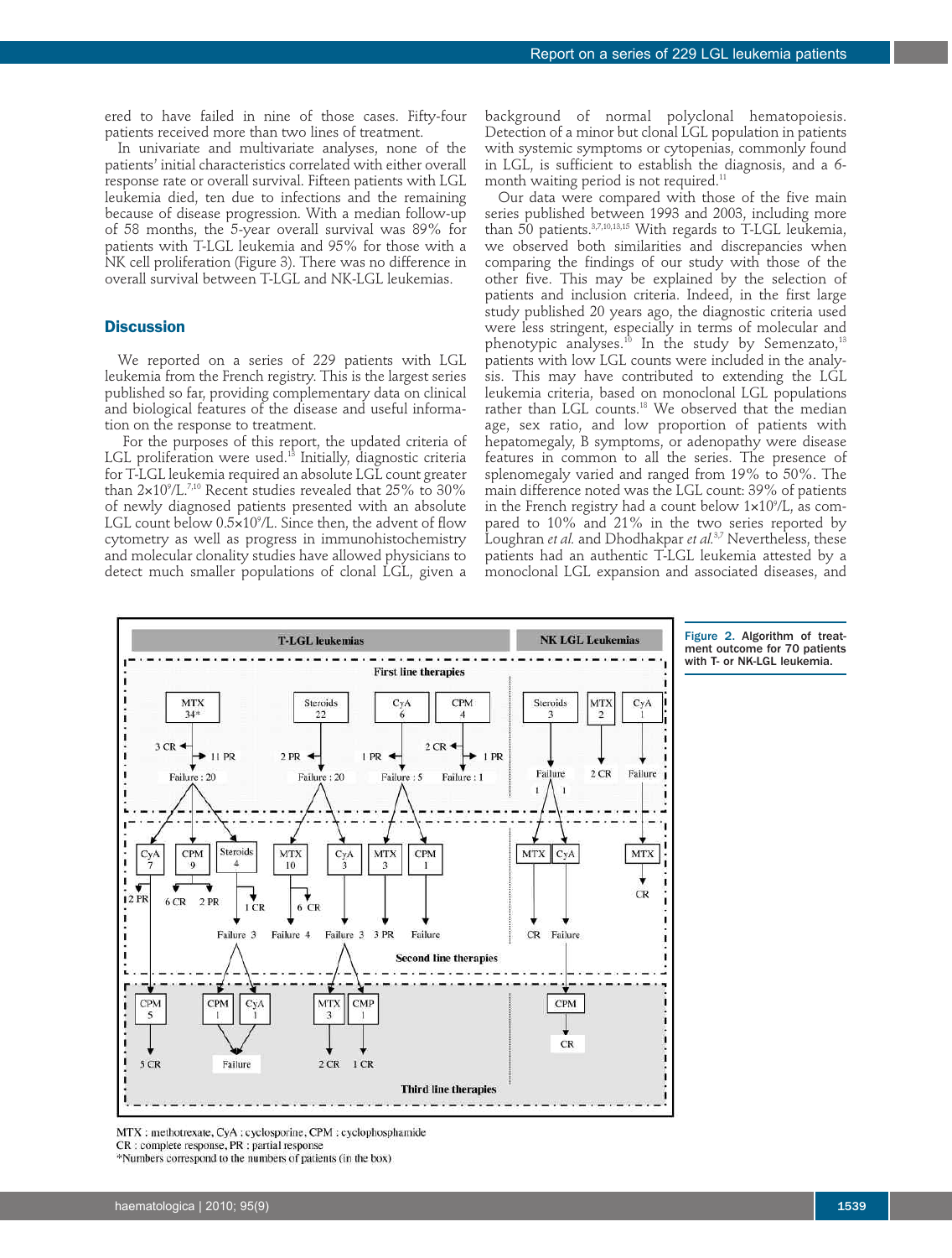ered to have failed in nine of those cases. Fifty-four patients received more than two lines of treatment.

In univariate and multivariate analyses, none of the patients' initial characteristics correlated with either overall response rate or overall survival. Fifteen patients with LGL leukemia died, ten due to infections and the remaining because of disease progression. With a median follow-up of 58 months, the 5-year overall survival was 89% for patients with T-LGL leukemia and 95% for those with a NK cell proliferation (Figure 3). There was no difference in overall survival between T-LGL and NK-LGL leukemias.

## Discussion

We reported on a series of 229 patients with LGL leukemia from the French registry. This is the largest series published so far, providing complementary data on clinical and biological features of the disease and useful information on the response to treatment.

For the purposes of this report, the updated criteria of LGL proliferation were used.[13] Initially, diagnostic criteria for T-LGL leukemia required an absolute LGL count greater than $2\times10^9$/L.[7,10] Recent studies revealed that 25% to 30% of newly diagnosed patients presented with an absolute LGL count below $0.5\times10^9$/L. Since then, the advent of flow cytometry as well as progress in immunohistochemistry and molecular clonality studies have allowed physicians to detect much smaller populations of clonal LGL, given a background of normal polyclonal hematopoiesis. Detection of a minor but clonal LGL population in patients with systemic symptoms or cytopenias, commonly found in LGL, is sufficient to establish the diagnosis, and a 6-month waiting period is not required.[11]

Our data were compared with those of the five main series published between 1993 and 2003, including more than 50 patients.[3,7,10,13,15] With regards to T-LGL leukemia, we observed both similarities and discrepancies when comparing the findings of our study with those of the other five. This may be explained by the selection of patients and inclusion criteria. Indeed, in the first large study published 20 years ago, the diagnostic criteria used were less stringent, especially in terms of molecular and phenotypic analyses.[10] In the study by Semenzato,[13] patients with low LGL counts were included in the analysis. This may have contributed to extending the LGL leukemia criteria, based on monoclonal LGL populations rather than LGL counts.[18] We observed that the median age, sex ratio, and low proportion of patients with hepatomegaly, B symptoms, or adenopathy were disease features in common to all the series. The presence of splenomegaly varied and ranged from 19% to 50%. The main difference noted was the LGL count: 39% of patients in the French registry had a count below $1\times10^9$/L, as compared to 10% and 21% in the two series reported by Loughran *et al.* and Dhodhakpar *et al.*[3,7] Nevertheless, these patients had an authentic T-LGL leukemia attested by a monoclonal LGL expansion and associated diseases, and

T-LGL leukemias
NK LGL Leukemias
First line therapies
MTX 34*
Steroids 22
CyA 6
CPM 4
Steroids 3
MTX 2
CyA 1
3 CR
11 PR
Failure : 20
2 PR
Failure : 20
1 PR
Failure : 5
2 CR
1 PR
Failure : 1
Failure
1 1
2 CR
Failure
CyA 7
CPM 9
Steroids 4
MTX 10
CyA 3
MTX 3
CPM 1
MTX
CyA
MTX
2 PR
6 CR
2 PR
1 CR
6 CR
CR
Failure 3
Failure 4
Failure 3
3 PR
Failure
CR
Failure
Second line therapies
CPM 5
CPM 1
CyA 1
MTX 3
CMP 1
CPM
5 CR
Failure
2 CR
1 CR
CR
Third line therapies

MTX : methotrexate, CyA : cyclosporine, CPM : cyclophosphamide
CR : complete response, PR : partial response
*Numbers correspond to the numbers of patients (in the box)

**Figure 2.** Algorithm of treatment outcome for 70 patients with T- or NK-LGL leukemia.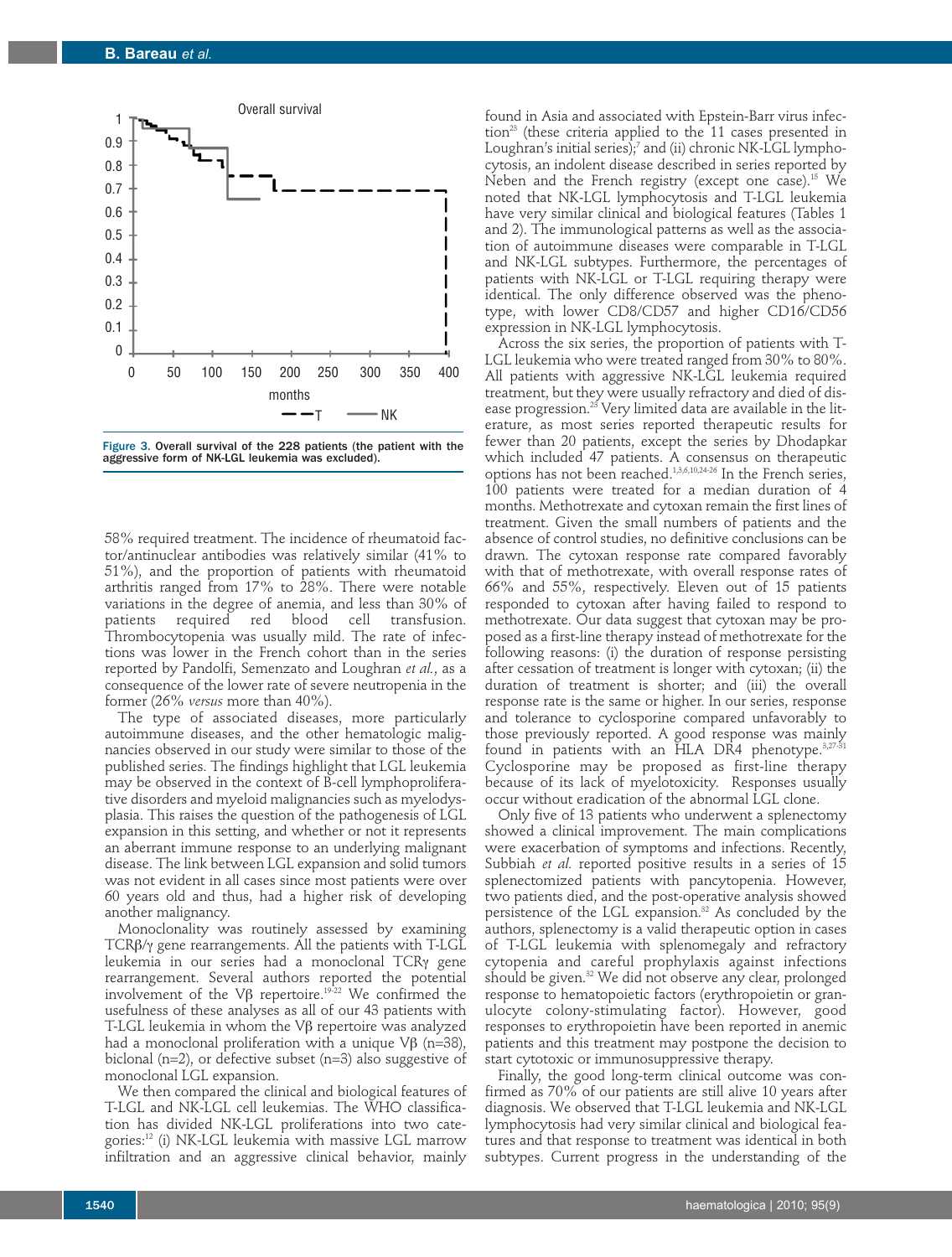Overall survival

1
0.9
0.8
0.7
0.6
0.5
0.4
0.3
0.2
0.1
0

0 50 100 150 200 250 300 350 400

months

T NK

Figure 3. Overall survival of the 228 patients (the patient with the aggressive form of NK-LGL leukemia was excluded).

58% required treatment. The incidence of rheumatoid factor/antinuclear antibodies was relatively similar (41% to 51%), and the proportion of patients with rheumatoid arthritis ranged from 17% to 28%. There were notable variations in the degree of anemia, and less than 30% of patients required red blood cell transfusion. Thrombocytopenia was usually mild. The rate of infections was lower in the French cohort than in the series reported by Pandolfi, Semenzato and Loughran *et al.*, as a consequence of the lower rate of severe neutropenia in the former (26% *versus* more than 40%).

The type of associated diseases, more particularly autoimmune diseases, and the other hematologic malignancies observed in our study were similar to those of the published series. The findings highlight that LGL leukemia may be observed in the context of B-cell lymphoproliferative disorders and myeloid malignancies such as myelodysplasia. This raises the question of the pathogenesis of LGL expansion in this setting, and whether or not it represents an aberrant immune response to an underlying malignant disease. The link between LGL expansion and solid tumors was not evident in all cases since most patients were over 60 years old and thus, had a higher risk of developing another malignancy.

Monoclonality was routinely assessed by examining TCRβ/γ gene rearrangements. All the patients with T-LGL leukemia in our series had a monoclonal TCRγ gene rearrangement. Several authors reported the potential involvement of the Vβ repertoire.[19-22] We confirmed the usefulness of these analyses as all of our 43 patients with T-LGL leukemia in whom the Vβ repertoire was analyzed had a monoclonal proliferation with a unique Vβ (n=38), biclonal (n=2), or defective subset (n=3) also suggestive of monoclonal LGL expansion.

We then compared the clinical and biological features of T-LGL and NK-LGL cell leukemias. The WHO classification has divided NK-LGL proliferations into two categories:[12] (i) NK-LGL leukemia with massive LGL marrow infiltration and an aggressive clinical behavior, mainly found in Asia and associated with Epstein-Barr virus infection[25] (these criteria applied to the 11 cases presented in Loughran's initial series);[7] and (ii) chronic NK-LGL lymphocytosis, an indolent disease described in series reported by Neben and the French registry (except one case).[15] We noted that NK-LGL lymphocytosis and T-LGL leukemia have very similar clinical and biological features (Tables 1 and 2). The immunological patterns as well as the association of autoimmune diseases were comparable in T-LGL and NK-LGL subtypes. Furthermore, the percentages of patients with NK-LGL or T-LGL requiring therapy were identical. The only difference observed was the phenotype, with lower CD8/CD57 and higher CD16/CD56 expression in NK-LGL lymphocytosis.

Across the six series, the proportion of patients with T-LGL leukemia who were treated ranged from 30% to 80%. All patients with aggressive NK-LGL leukemia required treatment, but they were usually refractory and died of disease progression.[25] Very limited data are available in the literature, as most series reported therapeutic results for fewer than 20 patients, except the series by Dhodapkar which included 47 patients. A consensus on therapeutic options has not been reached.[1,3,6,10,24-26] In the French series, 100 patients were treated for a median duration of 4 months. Methotrexate and cytoxan remain the first lines of treatment. Given the small numbers of patients and the absence of control studies, no definitive conclusions can be drawn. The cytoxan response rate compared favorably with that of methotrexate, with overall response rates of 66% and 55%, respectively. Eleven out of 15 patients responded to cytoxan after having failed to respond to methotrexate. Our data suggest that cytoxan may be proposed as a first-line therapy instead of methotrexate for the following reasons: (i) the duration of response persisting after cessation of treatment is longer with cytoxan; (ii) the duration of treatment is shorter; and (iii) the overall response rate is the same or higher. In our series, response and tolerance to cyclosporine compared unfavorably to those previously reported. A good response was mainly found in patients with an HLA DR4 phenotype.[3,27-31] Cyclosporine may be proposed as first-line therapy because of its lack of myelotoxicity. Responses usually occur without eradication of the abnormal LGL clone.

Only five of 13 patients who underwent a splenectomy showed a clinical improvement. The main complications were exacerbation of symptoms and infections. Recently, Subbiah *et al.* reported positive results in a series of 15 splenectomized patients with pancytopenia. However, two patients died, and the post-operative analysis showed persistence of the LGL expansion.[32] As concluded by the authors, splenectomy is a valid therapeutic option in cases of T-LGL leukemia with splenomegaly and refractory cytopenia and careful prophylaxis against infections should be given.[32] We did not observe any clear, prolonged response to hematopoietic factors (erythropoietin or granulocyte colony-stimulating factor). However, good responses to erythropoietin have been reported in anemic patients and this treatment may postpone the decision to start cytotoxic or immunosuppressive therapy.

Finally, the good long-term clinical outcome was confirmed as 70% of our patients are still alive 10 years after diagnosis. We observed that T-LGL leukemia and NK-LGL lymphocytosis had very similar clinical and biological features and that response to treatment was identical in both subtypes. Current progress in the understanding of the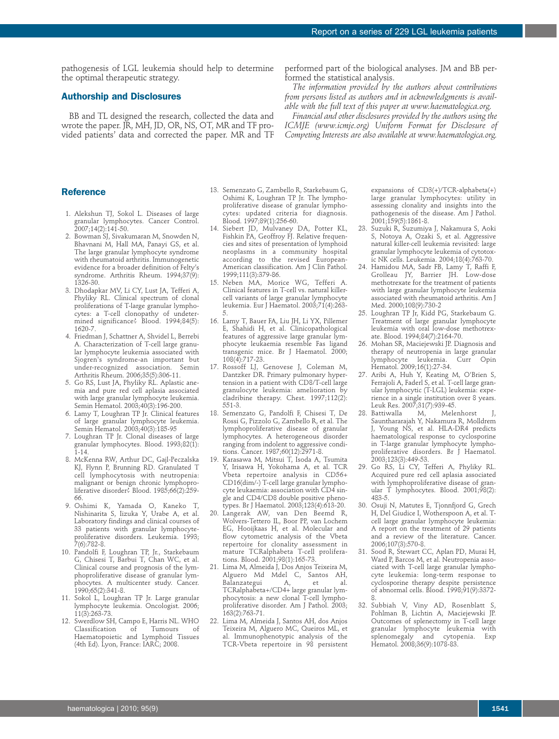pathogenesis of LGL leukemia should help to determine the optimal therapeutic strategy.

## Authorship and Disclosures

BB and TL designed the research, collected the data and wrote the paper. JR, MH, JD, OR, NS, OT, MR and TF provided patients' data and corrected the paper. MR and TF performed part of the biological analyses. JM and BB performed the statistical analysis.

*The information provided by the authors about contributions from persons listed as authors and in acknowledgments is available with the full text of this paper at www.haematologica.org.*

*Financial and other disclosures provided by the authors using the ICMJE (www.icmje.org) Uniform Format for Disclosure of Competing Interests are also available at www.haematologica.org.*

## Reference

1. Alekshun TJ, Sokol L. Diseases of large granular lymphocytes. Cancer Control. 2007;14(2):141-50.
2. Bowman SJ, Sivakumaran M, Snowden N, Bhavnani M, Hall MA, Panayi GS, et al. The large granular lymphocyte syndrome with rheumatoid arthritis. Immunogenetic evidence for a broader definition of Felty's syndrome. Arthritis Rheum. 1994;37(9):1326-30.
3. Dhodapkar MV, Li CY, Lust JA, Tefferi A, Phyliky RL. Clinical spectrum of clonal proliferations of T-large granular lymphocytes: a T-cell clonopathy of undetermined significance? Blood. 1994;84(5):1620-7.
4. Friedman J, Schattner A, Shvidel L, Berrebi A. Characterization of T-cell large granular lymphocyte leukemia associated with Sjogren's syndrome-an important but under-recognized association. Semin Arthritis Rheum. 2006;35(5):306-11.
5. Go RS, Lust JA, Phyliky RL. Aplastic anemia and pure red cell aplasia associated with large granular lymphocyte leukemia. Semin Hematol. 2003;40(3):196-200.
6. Lamy T, Loughran TP Jr. Clinical features of large granular lymphocyte leukemia. Semin Hematol. 2003;40(3):185-95
7. Loughran TP Jr. Clonal diseases of large granular lymphocytes. Blood. 1993;82(1):1-14.
8. McKenna RW, Arthur DC, Gajl-Peczalska KJ, Flynn P, Brunning RD. Granulated T cell lymphocytosis with neutropenia: malignant or benign chronic lymphoproliferative disorder? Blood. 1985;66(2):259-66.
9. Oshimi K, Yamada O, Kaneko T, Nishinarita S, Iizuka Y, Urabe A, et al. Laboratory findings and clinical courses of 33 patients with granular lymphocyte-proliferative disorders. Leukemia. 1993;7(6):782-8.
10. Pandolfi F, Loughran TP, Jr., Starkebaum G, Chisesi T, Barbui T, Chan WC, et al. Clinical course and prognosis of the lymphoproliferative disease of granular lymphocytes. A multicenter study. Cancer. 1990;65(2):341-8.
11. Sokol L, Loughran TP Jr. Large granular lymphocyte leukemia. Oncologist. 2006;11(3):263-73.
12. Swerdlow SH, Campo E, Harris NL. WHO Classification of Tumours of Haematopoietic and Lymphoid Tissues (4th Ed). Lyon, France: IARC; 2008.
13. Semenzato G, Zambello R, Starkebaum G, Oshimi K, Loughran TP Jr. The lymphoproliferative disease of granular lymphocytes: updated criteria for diagnosis. Blood. 1997;89(1):256-60.
14. Siebert JD, Mulvaney DA, Potter KL, Fishkin PA, Geoffroy FJ. Relative frequencies and sites of presentation of lymphoid neoplasms in a community hospital according to the revised European-American classification. Am J Clin Pathol. 1999;111(3):379-86.
15. Neben MA, Morice WG, Tefferi A. Clinical features in T-cell vs. natural killer-cell variants of large granular lymphocyte leukemia. Eur J Haematol. 2003;71(4):263-5.
16. Lamy T, Bauer FA, Liu JH, Li YX, Pillemer E, Shahidi H, et al. Clinicopathological features of aggressive large granular lymphocyte leukaemia resemble Fas ligand transgenic mice. Br J Haematol. 2000;108(4):717-23.
17. Rossoff LJ, Genovese J, Coleman M, Dantzker DR. Primary pulmonary hypertension in a patient with CD8/T-cell large granulocyte leukemia: amelioration by cladribine therapy. Chest. 1997;112(2):551-3.
18. Semenzato G, Pandolfi F, Chisesi T, De Rossi G, Pizzolo G, Zambello R, et al. The lymphoproliferative disease of granular lymphocytes. A heterogeneous disorder ranging from indolent to aggressive conditions. Cancer. 1987;60(12):2971-8.
19. Karasawa M, Mitsui T, Isoda A, Tsumita Y, Irisawa H, Yokohama A, et al. TCR Vbeta repertoire analysis in CD56+ CD16(dim/-) T-cell large granular lymphocyte leukaemia: association with CD4 single and CD4/CD8 double positive phenotypes. Br J Haematol. 2003;123(4):613-20.
20. Langerak AW, van Den Beemd R, Wolvers-Tettero IL, Boor PP, van Lochem EG, Hooijkaas H, et al. Molecular and flow cytometric analysis of the Vbeta repertoire for clonality assessment in mature TCRalphabeta T-cell proliferations. Blood. 2001;98(1):165-73.
21. Lima M, Almeida J, Dos Anjos Teixeira M, Alguero Md Mdel C, Santos AH, Balanzategui A, et al. TCRalphabeta+/CD4+ large granular lymphocytosis: a new clonal T-cell lymphoproliferative disorder. Am J Pathol. 2003;163(2):763-71.
22. Lima M, Almeida J, Santos AH, dos Anjos Teixeira M, Alguero MC, Queiros ML, et al. Immunophenotypic analysis of the TCR-Vbeta repertoire in 98 persistent expansions of CD3(+)/TCR-alphabeta(+) large granular lymphocytes: utility in assessing clonality and insights into the pathogenesis of the disease. Am J Pathol. 2001;159(5):1861-8.
23. Suzuki R, Suzumiya J, Nakamura S, Aoki S, Notoya A, Ozaki S, et al. Aggressive natural killer-cell leukemia revisited: large granular lymphocyte leukemia of cytotoxic NK cells. Leukemia. 2004;18(4):763-70.
24. Hamidou MA, Sadr FB, Lamy T, Raffi F, Grolleau JY, Barrier JH. Low-dose methotrexate for the treatment of patients with large granular lymphocyte leukemia associated with rheumatoid arthritis. Am J Med. 2000;108(9):730-2
25. Loughran TP Jr, Kidd PG, Starkebaum G. Treatment of large granular lymphocyte leukemia with oral low-dose methotrexate. Blood. 1994;84(7):2164-70.
26. Mohan SR, Maciejewski JP. Diagnosis and therapy of neutropenia in large granular lymphocyte leukemia. Curr Opin Hematol. 2009;16(1):27-34.
27. Aribi A, Huh Y, Keating M, O'Brien S, Ferrajoli A, Faderl S, et al. T-cell large granular lymphocytic (T-LGL) leukemia: experience in a single institution over 8 years. Leuk Res. 2007;31(7):939-45.
28. Battiwalla M, Melenhorst J, Saunthararajah Y, Nakamura R, Molldrem J, Young NS, et al. HLA-DR4 predicts haematological response to cyclosporine in T-large granular lymphocyte lymphoproliferative disorders. Br J Haematol. 2003;123(3):449-53.
29. Go RS, Li CY, Tefferi A, Phyliky RL. Acquired pure red cell aplasia associated with lymphoproliferative disease of granular T lymphocytes. Blood. 2001;98(2):483-5.
30. Osuji N, Matutes E, Tjonnfjord G, Grech H, Del Giudice I, Wotherspoon A, et al. T-cell large granular lymphocyte leukemia: A report on the treatment of 29 patients and a review of the literature. Cancer. 2006;107(3):570-8.
31. Sood R, Stewart CC, Aplan PD, Murai H, Ward P, Barcos M, et al. Neutropenia associated with T-cell large granular lymphocyte leukemia: long-term response to cyclosporine therapy despite persistence of abnormal cells. Blood. 1998;91(9):3372-8.
32. Subbiah V, Viny AD, Rosenblatt S, Pohlman B, Lichtin A, Maciejewski JP. Outcomes of splenectomy in T-cell large granular lymphocyte leukemia with splenomegaly and cytopenia. Exp Hematol. 2008;36(9):1078-83.